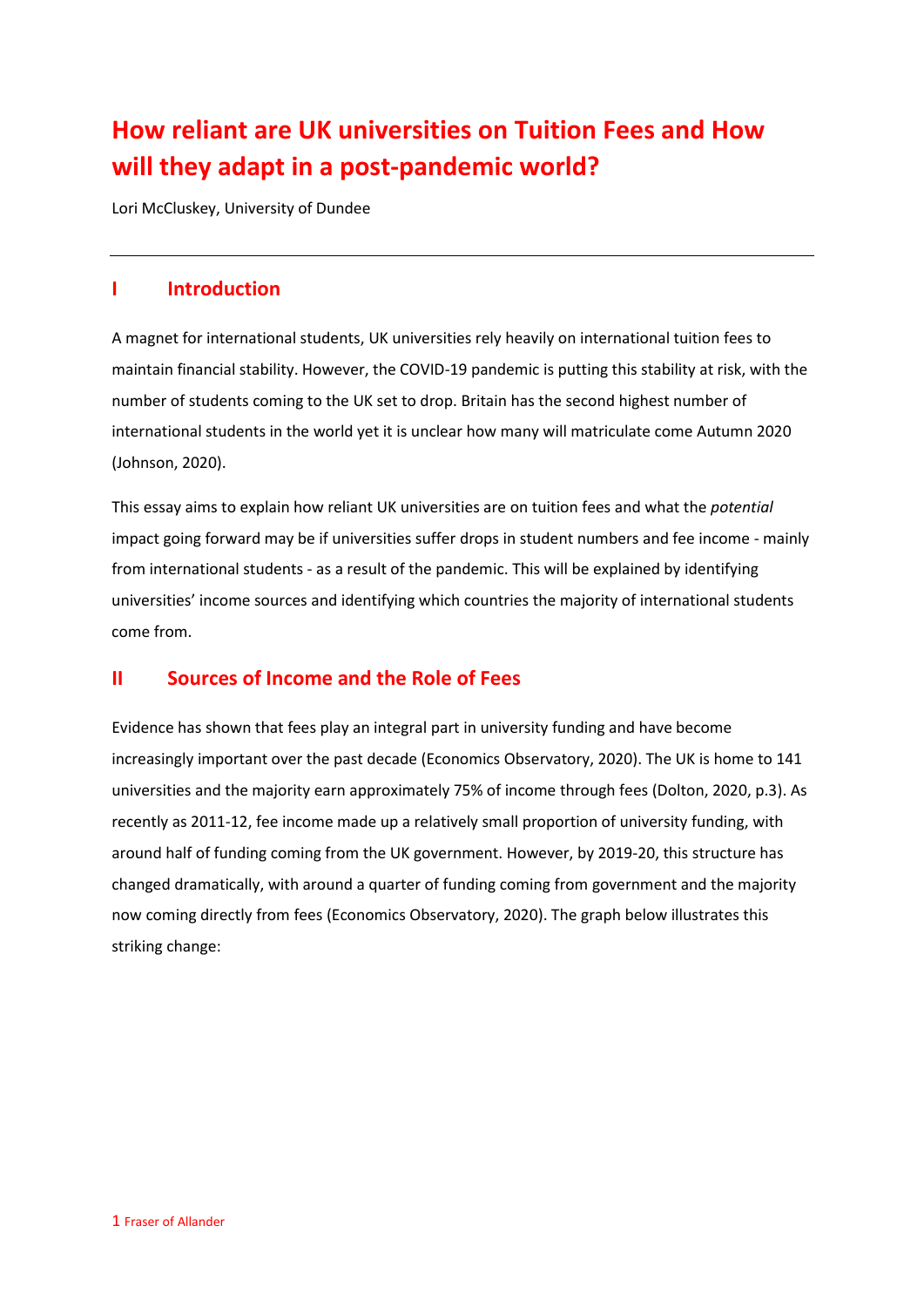# How reliant are UK universities on Tuition Fees and How will they adapt in a post-pandemic world?

Lori McCluskey, University of Dundee

---

## I Introduction

A magnet for international students, UK universities rely heavily on international tuition fees to maintain financial stability. However, the COVID-19 pandemic is putting this stability at risk, with the number of students coming to the UK set to drop. Britain has the second highest number of international students in the world yet it is unclear how many will matriculate come Autumn 2020 (Johnson, 2020).

This essay aims to explain how reliant UK universities are on tuition fees and what the *potential* impact going forward may be if universities suffer drops in student numbers and fee income - mainly from international students - as a result of the pandemic. This will be explained by identifying universities' income sources and identifying which countries the majority of international students come from.

## II Sources of Income and the Role of Fees

Evidence has shown that fees play an integral part in university funding and have become increasingly important over the past decade (Economics Observatory, 2020). The UK is home to 141 universities and the majority earn approximately 75% of income through fees (Dolton, 2020, p.3). As recently as 2011-12, fee income made up a relatively small proportion of university funding, with around half of funding coming from the UK government. However, by 2019-20, this structure has changed dramatically, with around a quarter of funding coming from government and the majority now coming directly from fees (Economics Observatory, 2020). The graph below illustrates this striking change: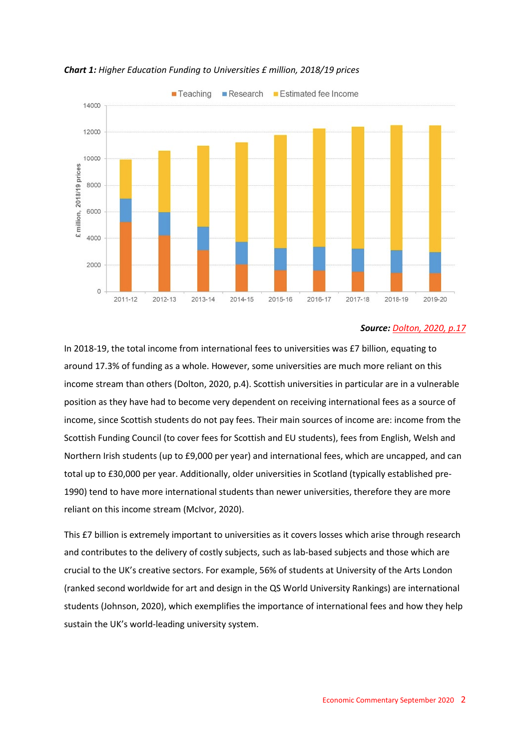***Chart 1:** Higher Education Funding to Universities £ million, 2018/19 prices*

***Source:*** Dolton, 2020, p.17

In 2018-19, the total income from international fees to universities was £7 billion, equating to around 17.3% of funding as a whole. However, some universities are much more reliant on this income stream than others (Dolton, 2020, p.4). Scottish universities in particular are in a vulnerable position as they have had to become very dependent on receiving international fees as a source of income, since Scottish students do not pay fees. Their main sources of income are: income from the Scottish Funding Council (to cover fees for Scottish and EU students), fees from English, Welsh and Northern Irish students (up to £9,000 per year) and international fees, which are uncapped, and can total up to £30,000 per year. Additionally, older universities in Scotland (typically established pre-1990) tend to have more international students than newer universities, therefore they are more reliant on this income stream (McIvor, 2020).

This £7 billion is extremely important to universities as it covers losses which arise through research and contributes to the delivery of costly subjects, such as lab-based subjects and those which are crucial to the UK's creative sectors. For example, 56% of students at University of the Arts London (ranked second worldwide for art and design in the QS World University Rankings) are international students (Johnson, 2020), which exemplifies the importance of international fees and how they help sustain the UK's world-leading university system.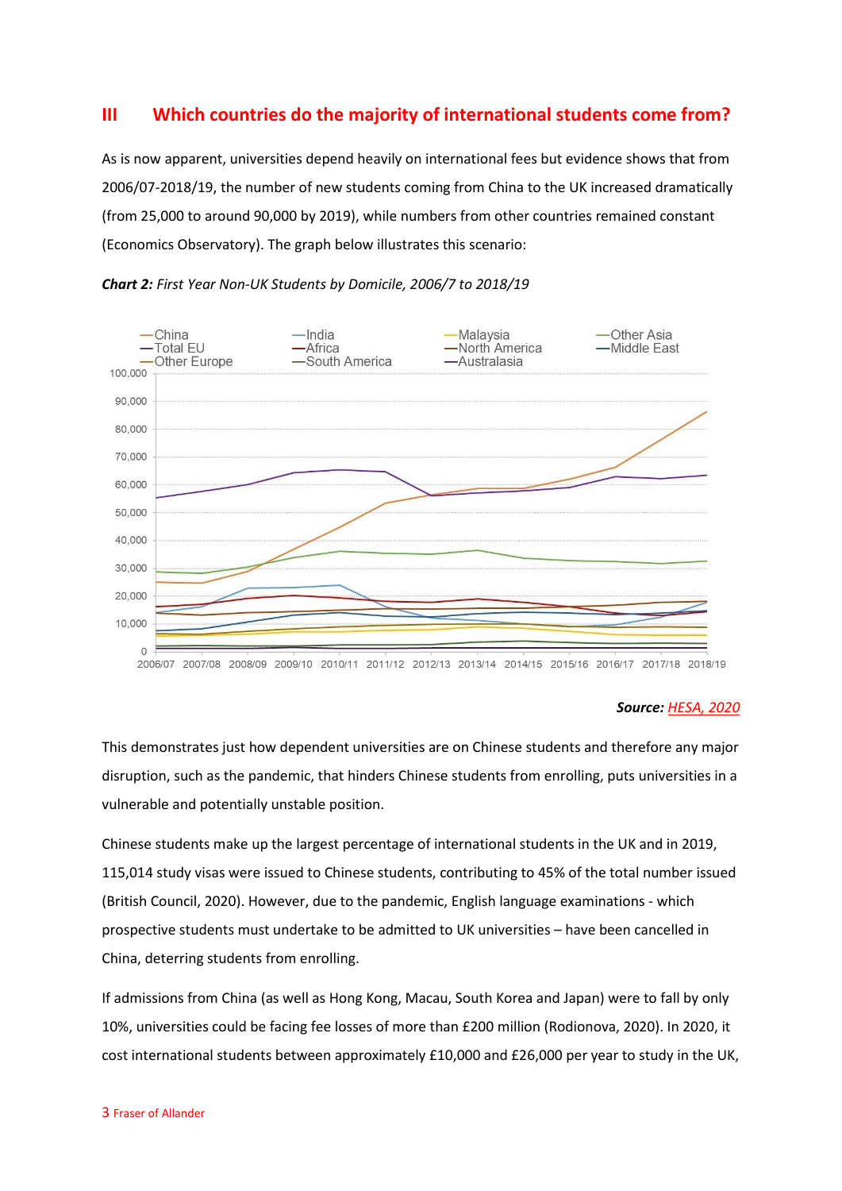## III Which countries do the majority of international students come from?

As is now apparent, universities depend heavily on international fees but evidence shows that from 2006/07-2018/19, the number of new students coming from China to the UK increased dramatically (from 25,000 to around 90,000 by 2019), while numbers from other countries remained constant (Economics Observatory). The graph below illustrates this scenario:

***Chart 2:*** *First Year Non-UK Students by Domicile, 2006/7 to 2018/19*

***Source:*** HESA, 2020

This demonstrates just how dependent universities are on Chinese students and therefore any major disruption, such as the pandemic, that hinders Chinese students from enrolling, puts universities in a vulnerable and potentially unstable position.

Chinese students make up the largest percentage of international students in the UK and in 2019, 115,014 study visas were issued to Chinese students, contributing to 45% of the total number issued (British Council, 2020). However, due to the pandemic, English language examinations - which prospective students must undertake to be admitted to UK universities – have been cancelled in China, deterring students from enrolling.

If admissions from China (as well as Hong Kong, Macau, South Korea and Japan) were to fall by only 10%, universities could be facing fee losses of more than £200 million (Rodionova, 2020). In 2020, it cost international students between approximately £10,000 and £26,000 per year to study in the UK,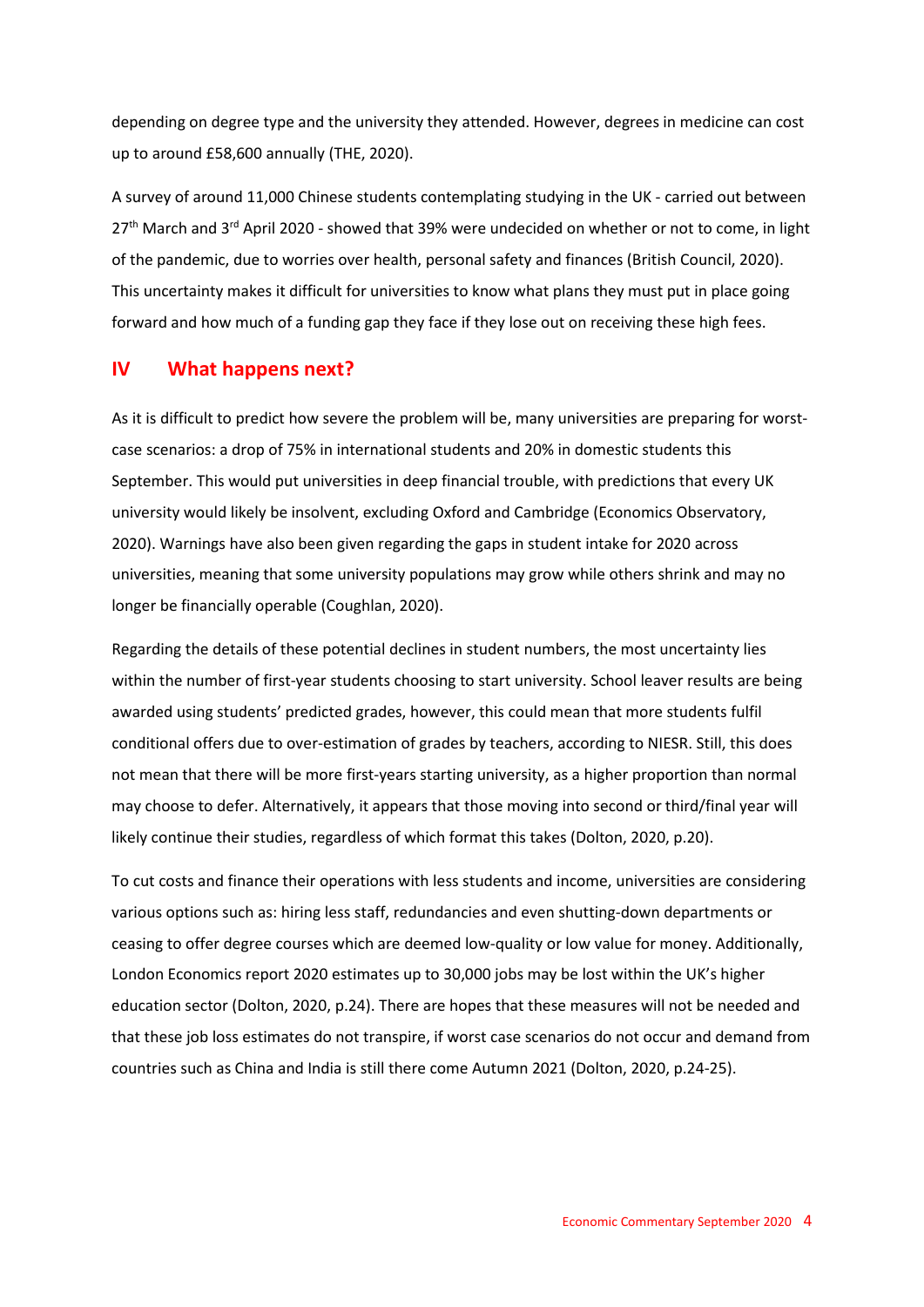depending on degree type and the university they attended. However, degrees in medicine can cost up to around £58,600 annually (THE, 2020).

A survey of around 11,000 Chinese students contemplating studying in the UK - carried out between 27th March and 3rd April 2020 - showed that 39% were undecided on whether or not to come, in light of the pandemic, due to worries over health, personal safety and finances (British Council, 2020). This uncertainty makes it difficult for universities to know what plans they must put in place going forward and how much of a funding gap they face if they lose out on receiving these high fees.

## IV What happens next?

As it is difficult to predict how severe the problem will be, many universities are preparing for worst-case scenarios: a drop of 75% in international students and 20% in domestic students this September. This would put universities in deep financial trouble, with predictions that every UK university would likely be insolvent, excluding Oxford and Cambridge (Economics Observatory, 2020). Warnings have also been given regarding the gaps in student intake for 2020 across universities, meaning that some university populations may grow while others shrink and may no longer be financially operable (Coughlan, 2020).

Regarding the details of these potential declines in student numbers, the most uncertainty lies within the number of first-year students choosing to start university. School leaver results are being awarded using students' predicted grades, however, this could mean that more students fulfil conditional offers due to over-estimation of grades by teachers, according to NIESR. Still, this does not mean that there will be more first-years starting university, as a higher proportion than normal may choose to defer. Alternatively, it appears that those moving into second or third/final year will likely continue their studies, regardless of which format this takes (Dolton, 2020, p.20).

To cut costs and finance their operations with less students and income, universities are considering various options such as: hiring less staff, redundancies and even shutting-down departments or ceasing to offer degree courses which are deemed low-quality or low value for money. Additionally, London Economics report 2020 estimates up to 30,000 jobs may be lost within the UK's higher education sector (Dolton, 2020, p.24). There are hopes that these measures will not be needed and that these job loss estimates do not transpire, if worst case scenarios do not occur and demand from countries such as China and India is still there come Autumn 2021 (Dolton, 2020, p.24-25).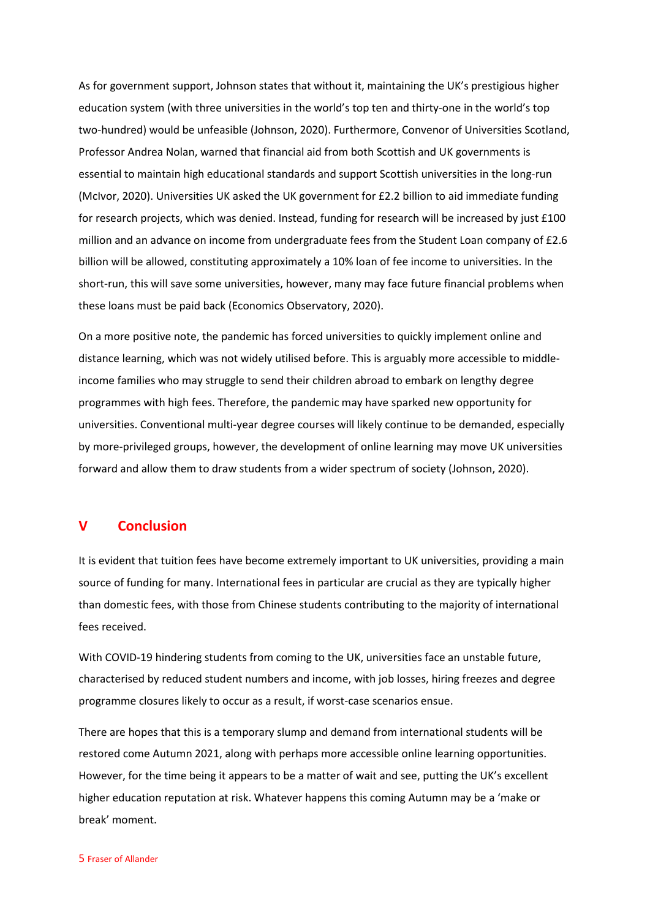As for government support, Johnson states that without it, maintaining the UK's prestigious higher education system (with three universities in the world's top ten and thirty-one in the world's top two-hundred) would be unfeasible (Johnson, 2020). Furthermore, Convenor of Universities Scotland, Professor Andrea Nolan, warned that financial aid from both Scottish and UK governments is essential to maintain high educational standards and support Scottish universities in the long-run (McIvor, 2020). Universities UK asked the UK government for £2.2 billion to aid immediate funding for research projects, which was denied. Instead, funding for research will be increased by just £100 million and an advance on income from undergraduate fees from the Student Loan company of £2.6 billion will be allowed, constituting approximately a 10% loan of fee income to universities. In the short-run, this will save some universities, however, many may face future financial problems when these loans must be paid back (Economics Observatory, 2020).

On a more positive note, the pandemic has forced universities to quickly implement online and distance learning, which was not widely utilised before. This is arguably more accessible to middle-income families who may struggle to send their children abroad to embark on lengthy degree programmes with high fees. Therefore, the pandemic may have sparked new opportunity for universities. Conventional multi-year degree courses will likely continue to be demanded, especially by more-privileged groups, however, the development of online learning may move UK universities forward and allow them to draw students from a wider spectrum of society (Johnson, 2020).

## V Conclusion

It is evident that tuition fees have become extremely important to UK universities, providing a main source of funding for many. International fees in particular are crucial as they are typically higher than domestic fees, with those from Chinese students contributing to the majority of international fees received.

With COVID-19 hindering students from coming to the UK, universities face an unstable future, characterised by reduced student numbers and income, with job losses, hiring freezes and degree programme closures likely to occur as a result, if worst-case scenarios ensue.

There are hopes that this is a temporary slump and demand from international students will be restored come Autumn 2021, along with perhaps more accessible online learning opportunities. However, for the time being it appears to be a matter of wait and see, putting the UK's excellent higher education reputation at risk. Whatever happens this coming Autumn may be a 'make or break' moment.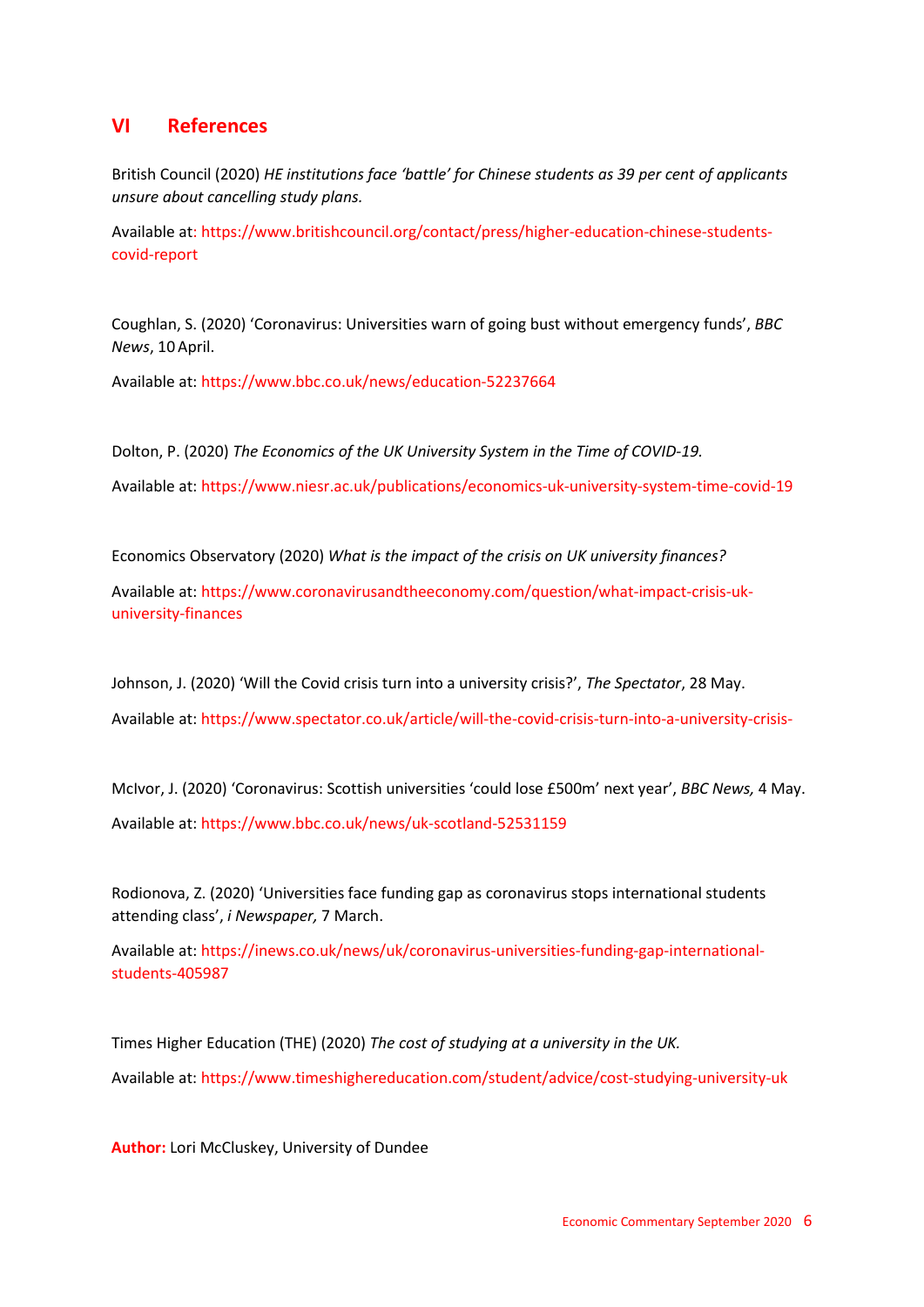## VI References

British Council (2020) *HE institutions face 'battle' for Chinese students as 39 per cent of applicants unsure about cancelling study plans.*

Available at: https://www.britishcouncil.org/contact/press/higher-education-chinese-students-covid-report

Coughlan, S. (2020) 'Coronavirus: Universities warn of going bust without emergency funds', *BBC News*, 10 April.

Available at: https://www.bbc.co.uk/news/education-52237664

Dolton, P. (2020) *The Economics of the UK University System in the Time of COVID-19.*

Available at: https://www.niesr.ac.uk/publications/economics-uk-university-system-time-covid-19

Economics Observatory (2020) *What is the impact of the crisis on UK university finances?*

Available at: https://www.coronavirusandtheeconomy.com/question/what-impact-crisis-uk-university-finances

Johnson, J. (2020) 'Will the Covid crisis turn into a university crisis?', *The Spectator*, 28 May.

Available at: https://www.spectator.co.uk/article/will-the-covid-crisis-turn-into-a-university-crisis-

McIvor, J. (2020) 'Coronavirus: Scottish universities 'could lose £500m' next year', *BBC News,* 4 May.

Available at: https://www.bbc.co.uk/news/uk-scotland-52531159

Rodionova, Z. (2020) 'Universities face funding gap as coronavirus stops international students attending class', *i Newspaper,* 7 March.

Available at: https://inews.co.uk/news/uk/coronavirus-universities-funding-gap-international-students-405987

Times Higher Education (THE) (2020) *The cost of studying at a university in the UK.*

Available at: https://www.timeshighereducation.com/student/advice/cost-studying-university-uk

**Author:** Lori McCluskey, University of Dundee